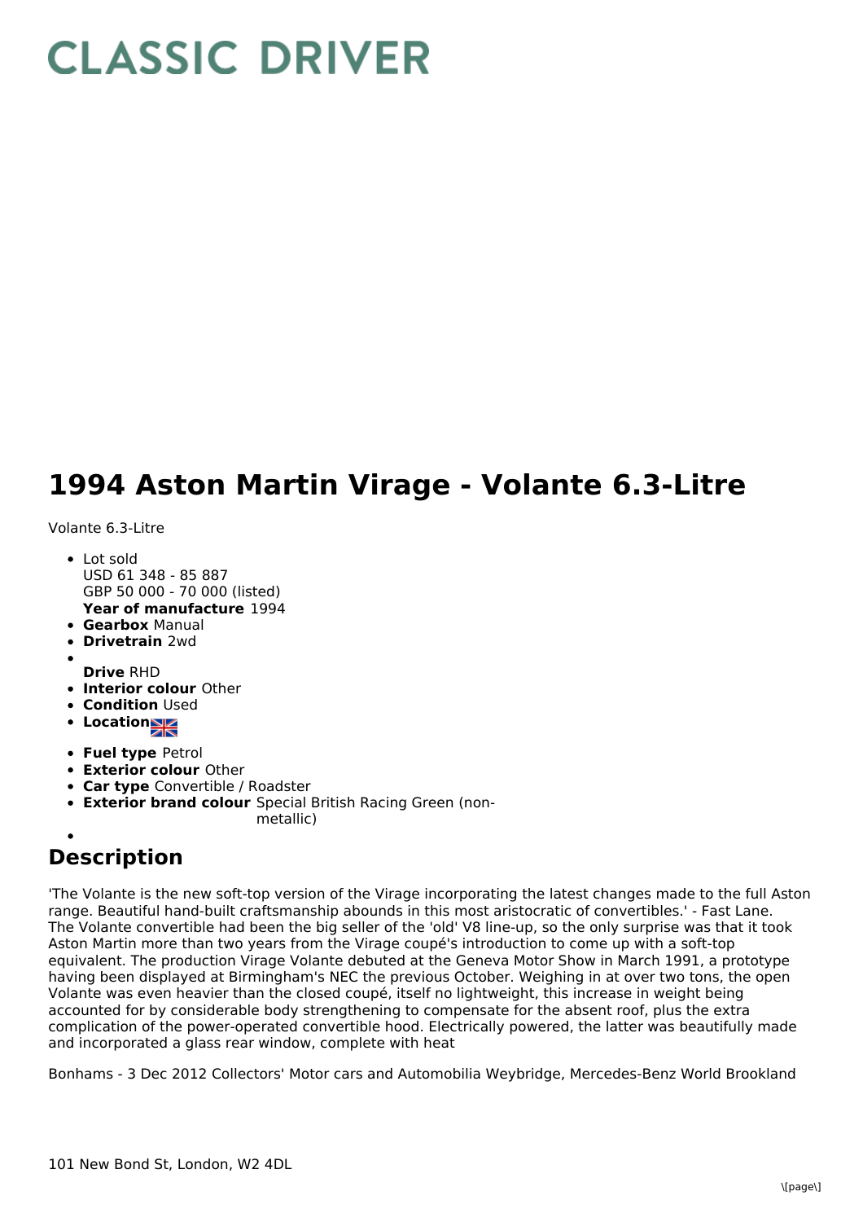# CLASSIC DRIVER

# 1994 Aston Martin Virage - Volante 6.3-Litre

Volante 6.3-Litre

- Lot sold
  USD 61 348 - 85 887
  GBP 50 000 - 70 000 (listed)
  **Year of manufacture** 1994
- **Gearbox** Manual
- **Drivetrain** 2wd
- **Drive** RHD
- **Interior colour** Other
- **Condition** Used
- **Location**
- **Fuel type** Petrol
- **Exterior colour** Other
- **Car type** Convertible / Roadster
- **Exterior brand colour** Special British Racing Green (non-metallic)

## Description

'The Volante is the new soft-top version of the Virage incorporating the latest changes made to the full Aston range. Beautiful hand-built craftsmanship abounds in this most aristocratic of convertibles.' - Fast Lane. The Volante convertible had been the big seller of the 'old' V8 line-up, so the only surprise was that it took Aston Martin more than two years from the Virage coupé's introduction to come up with a soft-top equivalent. The production Virage Volante debuted at the Geneva Motor Show in March 1991, a prototype having been displayed at Birmingham's NEC the previous October. Weighing in at over two tons, the open Volante was even heavier than the closed coupé, itself no lightweight, this increase in weight being accounted for by considerable body strengthening to compensate for the absent roof, plus the extra complication of the power-operated convertible hood. Electrically powered, the latter was beautifully made and incorporated a glass rear window, complete with heat

Bonhams - 3 Dec 2012 Collectors' Motor cars and Automobilia Weybridge, Mercedes-Benz World Brookland

101 New Bond St, London, W2 4DL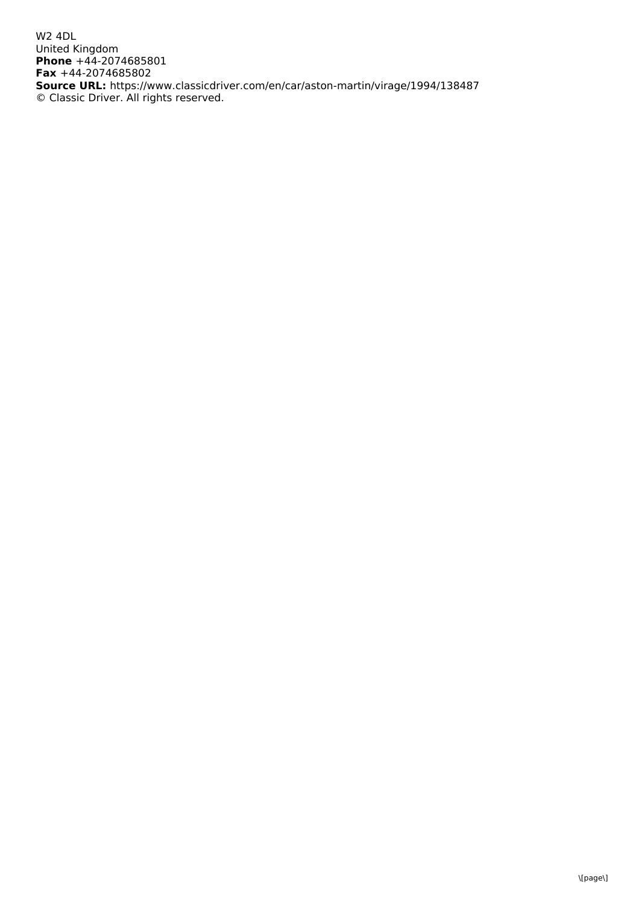W2 4DL
United Kingdom
**Phone** +44-2074685801
**Fax** +44-2074685802
**Source URL:** https://www.classicdriver.com/en/car/aston-martin/virage/1994/138487
© Classic Driver. All rights reserved.